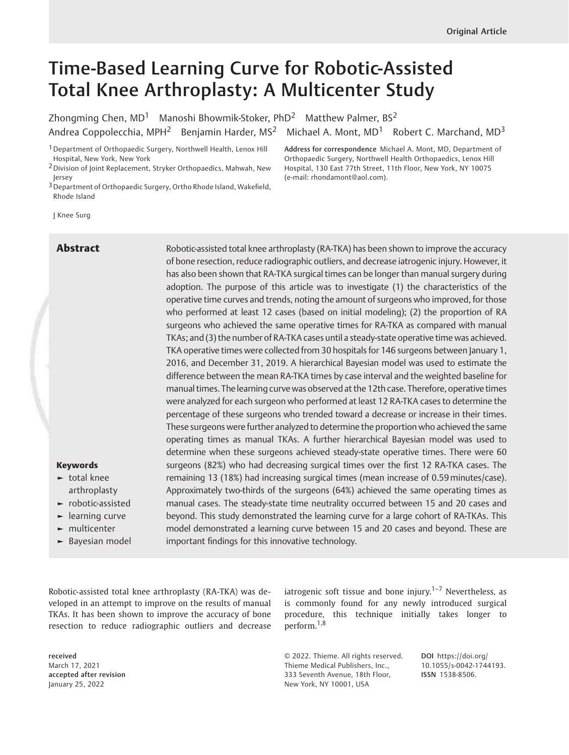Original Article

# Time-Based Learning Curve for Robotic-Assisted Total Knee Arthroplasty: A Multicenter Study

Zhongming Chen, MD[1] Manoshi Bhowmik-Stoker, PhD[2] Matthew Palmer, BS[2] Andrea Coppolecchia, MPH[2] Benjamin Harder, MS[2] Michael A. Mont, MD[1] Robert C. Marchand, MD[3]

[1] Department of Orthopaedic Surgery, Northwell Health, Lenox Hill Hospital, New York, New York
[2] Division of Joint Replacement, Stryker Orthopaedics, Mahwah, New Jersey
[3] Department of Orthopaedic Surgery, Ortho Rhode Island, Wakefield, Rhode Island

**Address for correspondence** Michael A. Mont, MD, Department of Orthopaedic Surgery, Northwell Health Orthopaedics, Lenox Hill Hospital, 130 East 77th Street, 11th Floor, New York, NY 10075 (e-mail: rhondamont@aol.com).

J Knee Surg

## Abstract

Robotic-assisted total knee arthroplasty (RA-TKA) has been shown to improve the accuracy of bone resection, reduce radiographic outliers, and decrease iatrogenic injury. However, it has also been shown that RA-TKA surgical times can be longer than manual surgery during adoption. The purpose of this article was to investigate (1) the characteristics of the operative time curves and trends, noting the amount of surgeons who improved, for those who performed at least 12 cases (based on initial modeling); (2) the proportion of RA surgeons who achieved the same operative times for RA-TKA as compared with manual TKAs; and (3) the number of RA-TKA cases until a steady-state operative time was achieved. TKA operative times were collected from 30 hospitals for 146 surgeons between January 1, 2016, and December 31, 2019. A hierarchical Bayesian model was used to estimate the difference between the mean RA-TKA times by case interval and the weighted baseline for manual times. The learning curve was observed at the 12th case. Therefore, operative times were analyzed for each surgeon who performed at least 12 RA-TKA cases to determine the percentage of these surgeons who trended toward a decrease or increase in their times. These surgeons were further analyzed to determine the proportion who achieved the same operating times as manual TKAs. A further hierarchical Bayesian model was used to determine when these surgeons achieved steady-state operative times. There were 60 surgeons (82%) who had decreasing surgical times over the first 12 RA-TKA cases. The remaining 13 (18%) had increasing surgical times (mean increase of 0.59 minutes/case). Approximately two-thirds of the surgeons (64%) achieved the same operating times as manual cases. The steady-state time neutrality occurred between 15 and 20 cases and beyond. This study demonstrated the learning curve for a large cohort of RA-TKAs. This model demonstrated a learning curve between 15 and 20 cases and beyond. These are important findings for this innovative technology.

**Keywords**

- total knee arthroplasty
- robotic-assisted
- learning curve
- multicenter
- Bayesian model

Robotic-assisted total knee arthroplasty (RA-TKA) was developed in an attempt to improve on the results of manual TKAs. It has been shown to improve the accuracy of bone resection to reduce radiographic outliers and decrease iatrogenic soft tissue and bone injury.[1–7] Nevertheless, as is commonly found for any newly introduced surgical procedure, this technique initially takes longer to perform.[1,8]

**received** March 17, 2021
**accepted after revision** January 25, 2022

© 2022. Thieme. All rights reserved.
Thieme Medical Publishers, Inc.,
333 Seventh Avenue, 18th Floor,
New York, NY 10001, USA

**DOI** https://doi.org/10.1055/s-0042-1744193.
**ISSN** 1538-8506.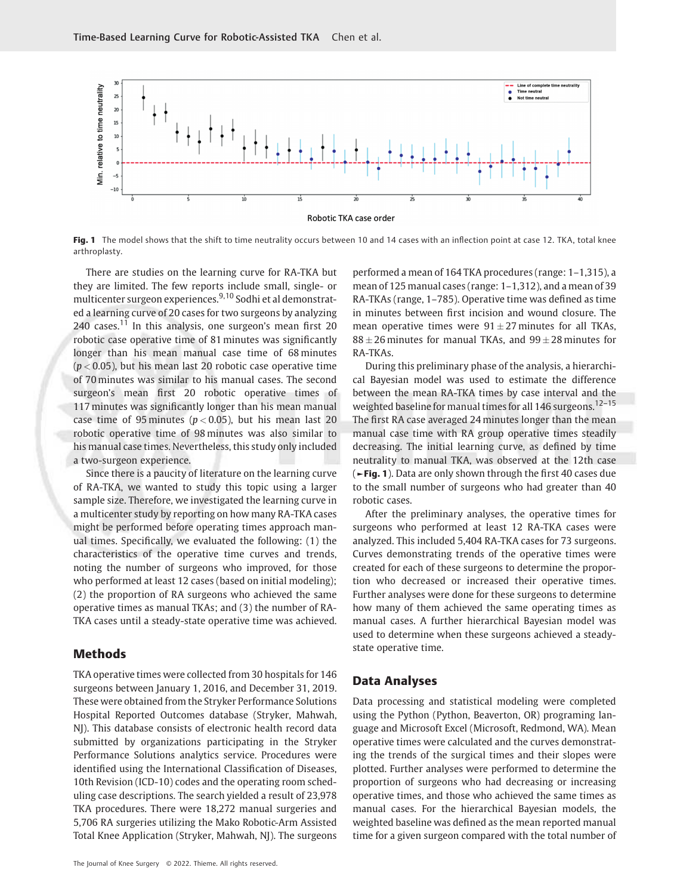Fig. 1 The model shows that the shift to time neutrality occurs between 10 and 14 cases with an inflection point at case 12. TKA, total knee arthroplasty.

There are studies on the learning curve for RA-TKA but they are limited. The few reports include small, single- or multicenter surgeon experiences.[9,10] Sodhi et al demonstrated a learning curve of 20 cases for two surgeons by analyzing 240 cases.[11] In this analysis, one surgeon's mean first 20 robotic case operative time of 81 minutes was significantly longer than his mean manual case time of 68 minutes ($p < 0.05$), but his mean last 20 robotic case operative time of 70 minutes was similar to his manual cases. The second surgeon's mean first 20 robotic operative times of 117 minutes was significantly longer than his mean manual case time of 95 minutes ($p < 0.05$), but his mean last 20 robotic operative time of 98 minutes was also similar to his manual case times. Nevertheless, this study only included a two-surgeon experience.

Since there is a paucity of literature on the learning curve of RA-TKA, we wanted to study this topic using a larger sample size. Therefore, we investigated the learning curve in a multicenter study by reporting on how many RA-TKA cases might be performed before operating times approach manual times. Specifically, we evaluated the following: (1) the characteristics of the operative time curves and trends, noting the number of surgeons who improved, for those who performed at least 12 cases (based on initial modeling); (2) the proportion of RA surgeons who achieved the same operative times as manual TKAs; and (3) the number of RA-TKA cases until a steady-state operative time was achieved.

## Methods

TKA operative times were collected from 30 hospitals for 146 surgeons between January 1, 2016, and December 31, 2019. These were obtained from the Stryker Performance Solutions Hospital Reported Outcomes database (Stryker, Mahwah, NJ). This database consists of electronic health record data submitted by organizations participating in the Stryker Performance Solutions analytics service. Procedures were identified using the International Classification of Diseases, 10th Revision (ICD-10) codes and the operating room scheduling case descriptions. The search yielded a result of 23,978 TKA procedures. There were 18,272 manual surgeries and 5,706 RA surgeries utilizing the Mako Robotic-Arm Assisted Total Knee Application (Stryker, Mahwah, NJ). The surgeons performed a mean of 164 TKA procedures (range: 1–1,315), a mean of 125 manual cases (range: 1–1,312), and a mean of 39 RA-TKAs (range, 1–785). Operative time was defined as time in minutes between first incision and wound closure. The mean operative times were $91 \pm 27$ minutes for all TKAs, $88 \pm 26$ minutes for manual TKAs, and $99 \pm 28$ minutes for RA-TKAs.

During this preliminary phase of the analysis, a hierarchical Bayesian model was used to estimate the difference between the mean RA-TKA times by case interval and the weighted baseline for manual times for all 146 surgeons.[12–15] The first RA case averaged 24 minutes longer than the mean manual case time with RA group operative times steadily decreasing. The initial learning curve, as defined by time neutrality to manual TKA, was observed at the 12th case (►Fig. 1). Data are only shown through the first 40 cases due to the small number of surgeons who had greater than 40 robotic cases.

After the preliminary analyses, the operative times for surgeons who performed at least 12 RA-TKA cases were analyzed. This included 5,404 RA-TKA cases for 73 surgeons. Curves demonstrating trends of the operative times were created for each of these surgeons to determine the proportion who decreased or increased their operative times. Further analyses were done for these surgeons to determine how many of them achieved the same operating times as manual cases. A further hierarchical Bayesian model was used to determine when these surgeons achieved a steady-state operative time.

## Data Analyses

Data processing and statistical modeling were completed using the Python (Python, Beaverton, OR) programing language and Microsoft Excel (Microsoft, Redmond, WA). Mean operative times were calculated and the curves demonstrating the trends of the surgical times and their slopes were plotted. Further analyses were performed to determine the proportion of surgeons who had decreasing or increasing operative times, and those who achieved the same times as manual cases. For the hierarchical Bayesian models, the weighted baseline was defined as the mean reported manual time for a given surgeon compared with the total number of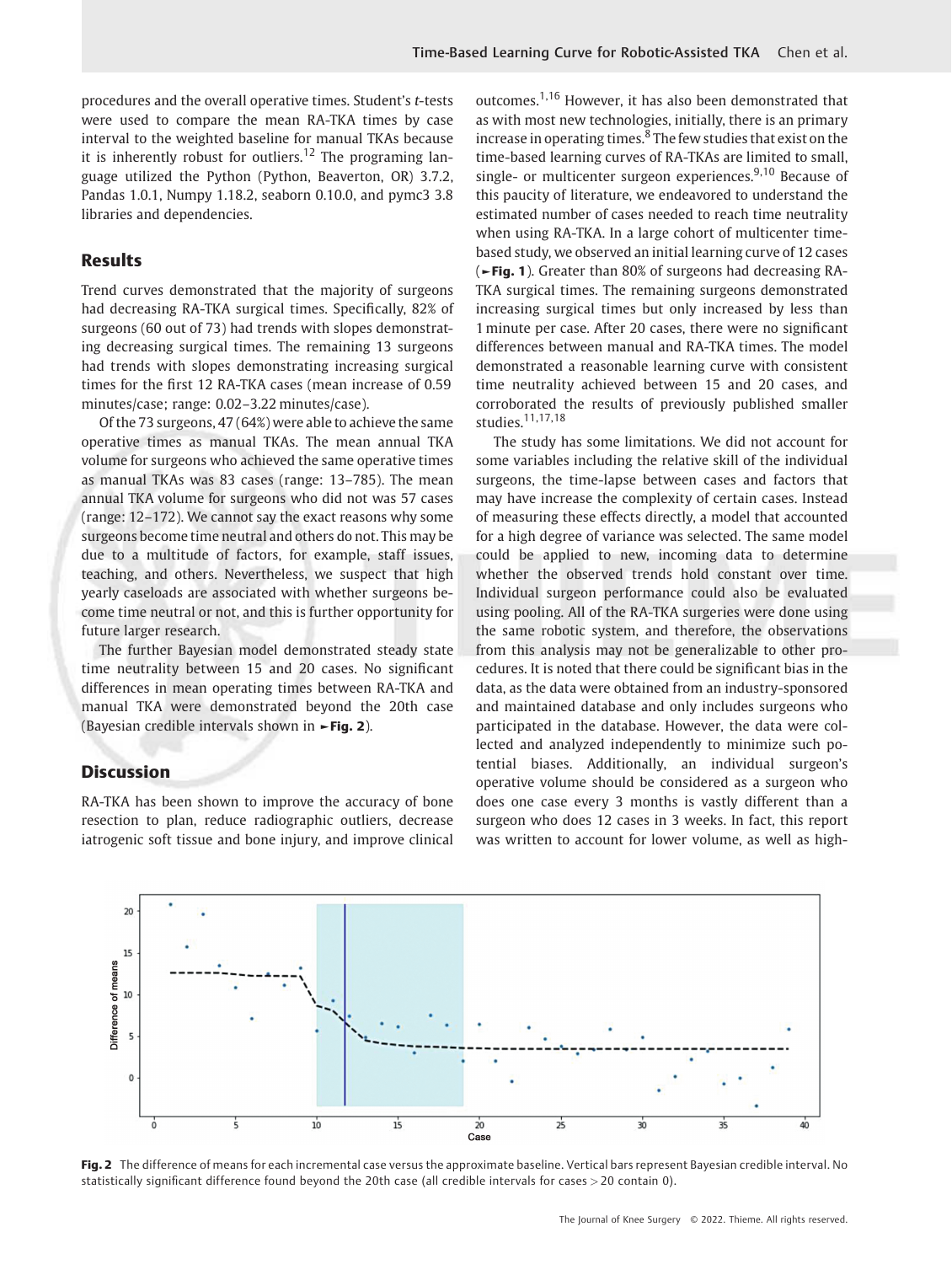procedures and the overall operative times. Student's *t*-tests were used to compare the mean RA-TKA times by case interval to the weighted baseline for manual TKAs because it is inherently robust for outliers.[12] The programing language utilized the Python (Python, Beaverton, OR) 3.7.2, Pandas 1.0.1, Numpy 1.18.2, seaborn 0.10.0, and pymc3 3.8 libraries and dependencies.

## Results

Trend curves demonstrated that the majority of surgeons had decreasing RA-TKA surgical times. Specifically, 82% of surgeons (60 out of 73) had trends with slopes demonstrating decreasing surgical times. The remaining 13 surgeons had trends with slopes demonstrating increasing surgical times for the first 12 RA-TKA cases (mean increase of 0.59 minutes/case; range: 0.02–3.22 minutes/case).

Of the 73 surgeons, 47 (64%) were able to achieve the same operative times as manual TKAs. The mean annual TKA volume for surgeons who achieved the same operative times as manual TKAs was 83 cases (range: 13–785). The mean annual TKA volume for surgeons who did not was 57 cases (range: 12–172). We cannot say the exact reasons why some surgeons become time neutral and others do not. This may be due to a multitude of factors, for example, staff issues, teaching, and others. Nevertheless, we suspect that high yearly caseloads are associated with whether surgeons become time neutral or not, and this is further opportunity for future larger research.

The further Bayesian model demonstrated steady state time neutrality between 15 and 20 cases. No significant differences in mean operating times between RA-TKA and manual TKA were demonstrated beyond the 20th case (Bayesian credible intervals shown in ►**Fig. 2**).

## Discussion

RA-TKA has been shown to improve the accuracy of bone resection to plan, reduce radiographic outliers, decrease iatrogenic soft tissue and bone injury, and improve clinical outcomes.[1,16] However, it has also been demonstrated that as with most new technologies, initially, there is an primary increase in operating times.[8] The few studies that exist on the time-based learning curves of RA-TKAs are limited to small, single- or multicenter surgeon experiences.[9,10] Because of this paucity of literature, we endeavored to understand the estimated number of cases needed to reach time neutrality when using RA-TKA. In a large cohort of multicenter time-based study, we observed an initial learning curve of 12 cases (►**Fig. 1**). Greater than 80% of surgeons had decreasing RA-TKA surgical times. The remaining surgeons demonstrated increasing surgical times but only increased by less than 1 minute per case. After 20 cases, there were no significant differences between manual and RA-TKA times. The model demonstrated a reasonable learning curve with consistent time neutrality achieved between 15 and 20 cases, and corroborated the results of previously published smaller studies.[11,17,18]

The study has some limitations. We did not account for some variables including the relative skill of the individual surgeons, the time-lapse between cases and factors that may have increase the complexity of certain cases. Instead of measuring these effects directly, a model that accounted for a high degree of variance was selected. The same model could be applied to new, incoming data to determine whether the observed trends hold constant over time. Individual surgeon performance could also be evaluated using pooling. All of the RA-TKA surgeries were done using the same robotic system, and therefore, the observations from this analysis may not be generalizable to other procedures. It is noted that there could be significant bias in the data, as the data were obtained from an industry-sponsored and maintained database and only includes surgeons who participated in the database. However, the data were collected and analyzed independently to minimize such potential biases. Additionally, an individual surgeon's operative volume should be considered as a surgeon who does one case every 3 months is vastly different than a surgeon who does 12 cases in 3 weeks. In fact, this report was written to account for lower volume, as well as high-

**Fig. 2** The difference of means for each incremental case versus the approximate baseline. Vertical bars represent Bayesian credible interval. No statistically significant difference found beyond the 20th case (all credible intervals for cases > 20 contain 0).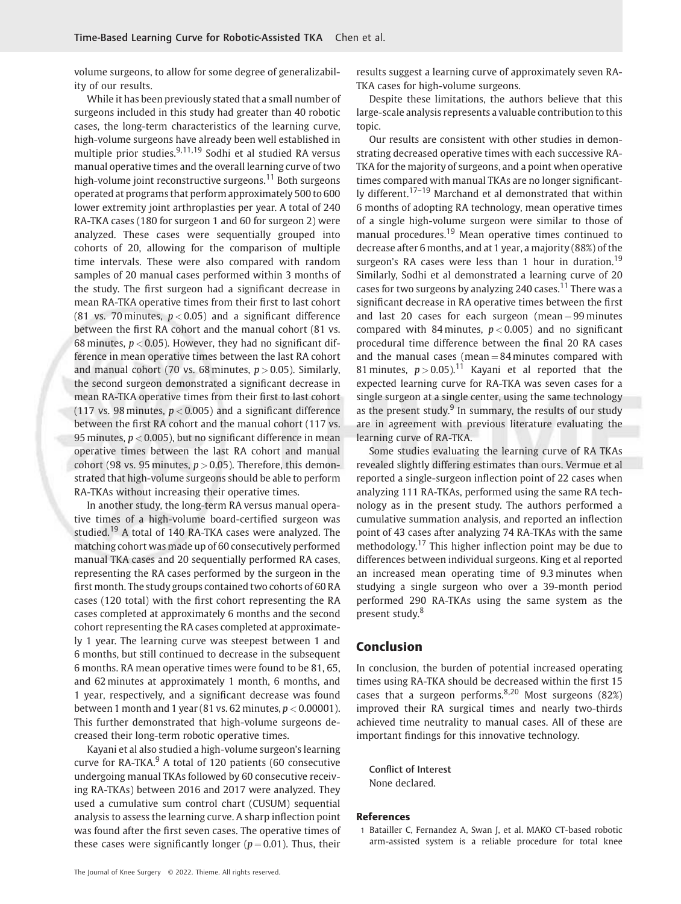volume surgeons, to allow for some degree of generalizability of our results.

While it has been previously stated that a small number of surgeons included in this study had greater than 40 robotic cases, the long-term characteristics of the learning curve, high-volume surgeons have already been well established in multiple prior studies.[9,11,19] Sodhi et al studied RA versus manual operative times and the overall learning curve of two high-volume joint reconstructive surgeons.[11] Both surgeons operated at programs that perform approximately 500 to 600 lower extremity joint arthroplasties per year. A total of 240 RA-TKA cases (180 for surgeon 1 and 60 for surgeon 2) were analyzed. These cases were sequentially grouped into cohorts of 20, allowing for the comparison of multiple time intervals. These were also compared with random samples of 20 manual cases performed within 3 months of the study. The first surgeon had a significant decrease in mean RA-TKA operative times from their first to last cohort (81 vs. 70 minutes, $p < 0.05$) and a significant difference between the first RA cohort and the manual cohort (81 vs. 68 minutes, $p < 0.05$). However, they had no significant difference in mean operative times between the last RA cohort and manual cohort (70 vs. 68 minutes, $p > 0.05$). Similarly, the second surgeon demonstrated a significant decrease in mean RA-TKA operative times from their first to last cohort (117 vs. 98 minutes, $p < 0.005$) and a significant difference between the first RA cohort and the manual cohort (117 vs. 95 minutes, $p < 0.005$), but no significant difference in mean operative times between the last RA cohort and manual cohort (98 vs. 95 minutes, $p > 0.05$). Therefore, this demonstrated that high-volume surgeons should be able to perform RA-TKAs without increasing their operative times.

In another study, the long-term RA versus manual operative times of a high-volume board-certified surgeon was studied.[19] A total of 140 RA-TKA cases were analyzed. The matching cohort was made up of 60 consecutively performed manual TKA cases and 20 sequentially performed RA cases, representing the RA cases performed by the surgeon in the first month. The study groups contained two cohorts of 60 RA cases (120 total) with the first cohort representing the RA cases completed at approximately 6 months and the second cohort representing the RA cases completed at approximately 1 year. The learning curve was steepest between 1 and 6 months, but still continued to decrease in the subsequent 6 months. RA mean operative times were found to be 81, 65, and 62 minutes at approximately 1 month, 6 months, and 1 year, respectively, and a significant decrease was found between 1 month and 1 year (81 vs. 62 minutes, $p < 0.00001$). This further demonstrated that high-volume surgeons decreased their long-term robotic operative times.

Kayani et al also studied a high-volume surgeon's learning curve for RA-TKA.[9] A total of 120 patients (60 consecutive undergoing manual TKAs followed by 60 consecutive receiving RA-TKAs) between 2016 and 2017 were analyzed. They used a cumulative sum control chart (CUSUM) sequential analysis to assess the learning curve. A sharp inflection point was found after the first seven cases. The operative times of these cases were significantly longer ($p = 0.01$). Thus, their results suggest a learning curve of approximately seven RA-TKA cases for high-volume surgeons.

Despite these limitations, the authors believe that this large-scale analysis represents a valuable contribution to this topic.

Our results are consistent with other studies in demonstrating decreased operative times with each successive RA-TKA for the majority of surgeons, and a point when operative times compared with manual TKAs are no longer significantly different.[17–19] Marchand et al demonstrated that within 6 months of adopting RA technology, mean operative times of a single high-volume surgeon were similar to those of manual procedures.[19] Mean operative times continued to decrease after 6 months, and at 1 year, a majority (88%) of the surgeon's RA cases were less than 1 hour in duration.[19] Similarly, Sodhi et al demonstrated a learning curve of 20 cases for two surgeons by analyzing 240 cases.[11] There was a significant decrease in RA operative times between the first and last 20 cases for each surgeon (mean = 99 minutes compared with 84 minutes, $p < 0.005$) and no significant procedural time difference between the final 20 RA cases and the manual cases (mean = 84 minutes compared with 81 minutes, $p > 0.05$).[11] Kayani et al reported that the expected learning curve for RA-TKA was seven cases for a single surgeon at a single center, using the same technology as the present study.[9] In summary, the results of our study are in agreement with previous literature evaluating the learning curve of RA-TKA.

Some studies evaluating the learning curve of RA TKAs revealed slightly differing estimates than ours. Vermue et al reported a single-surgeon inflection point of 22 cases when analyzing 111 RA-TKAs, performed using the same RA technology as in the present study. The authors performed a cumulative summation analysis, and reported an inflection point of 43 cases after analyzing 74 RA-TKAs with the same methodology.[17] This higher inflection point may be due to differences between individual surgeons. King et al reported an increased mean operating time of 9.3 minutes when studying a single surgeon who over a 39-month period performed 290 RA-TKAs using the same system as the present study.[8]

## Conclusion

In conclusion, the burden of potential increased operating times using RA-TKA should be decreased within the first 15 cases that a surgeon performs.[8,20] Most surgeons (82%) improved their RA surgical times and nearly two-thirds achieved time neutrality to manual cases. All of these are important findings for this innovative technology.

**Conflict of Interest**
None declared.

## References

1 Batailler C, Fernandez A, Swan J, et al. MAKO CT-based robotic arm-assisted system is a reliable procedure for total knee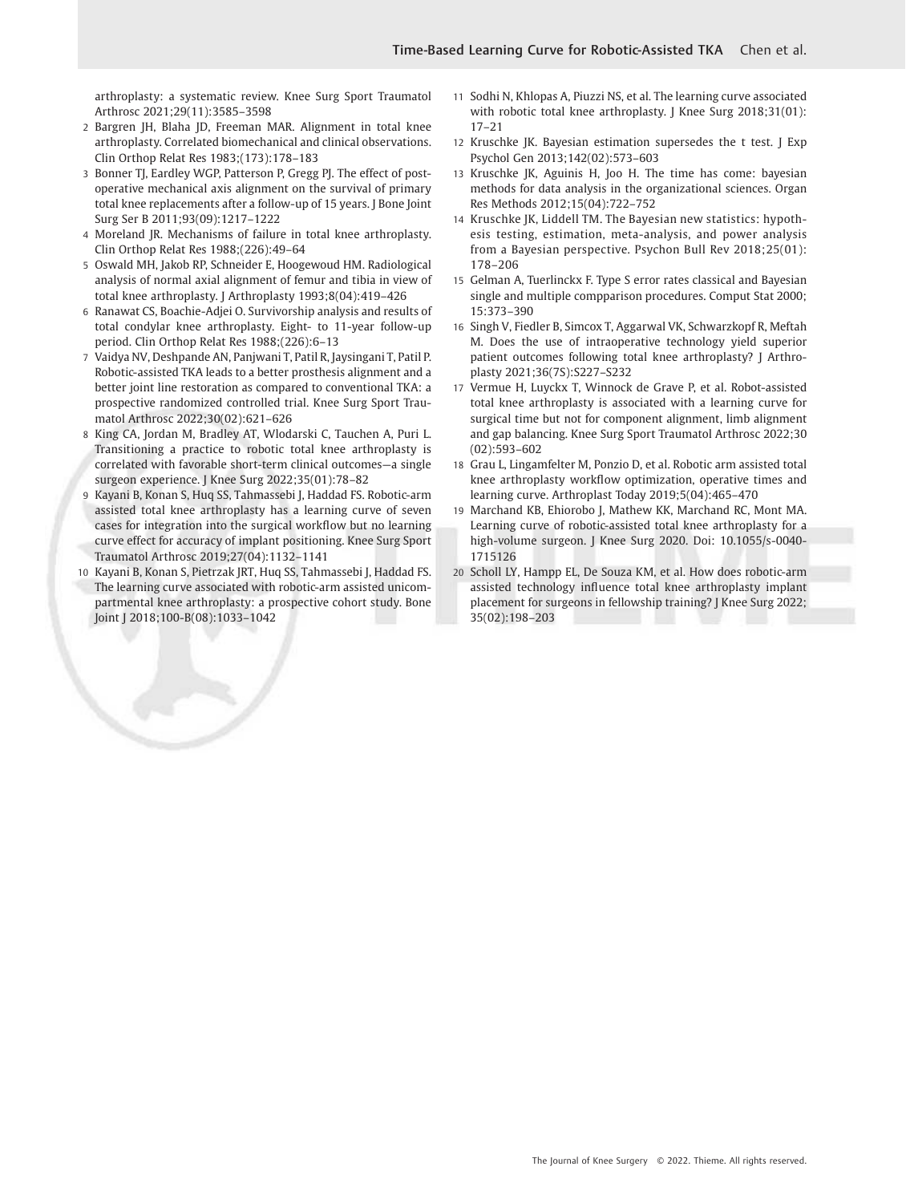arthroplasty: a systematic review. Knee Surg Sport Traumatol Arthrosc 2021;29(11):3585–3598

2 Bargren JH, Blaha JD, Freeman MAR. Alignment in total knee arthroplasty. Correlated biomechanical and clinical observations. Clin Orthop Relat Res 1983;(173):178–183
3 Bonner TJ, Eardley WGP, Patterson P, Gregg PJ. The effect of post-operative mechanical axis alignment on the survival of primary total knee replacements after a follow-up of 15 years. J Bone Joint Surg Ser B 2011;93(09):1217–1222
4 Moreland JR. Mechanisms of failure in total knee arthroplasty. Clin Orthop Relat Res 1988;(226):49–64
5 Oswald MH, Jakob RP, Schneider E, Hoogewoud HM. Radiological analysis of normal axial alignment of femur and tibia in view of total knee arthroplasty. J Arthroplasty 1993;8(04):419–426
6 Ranawat CS, Boachie-Adjei O. Survivorship analysis and results of total condylar knee arthroplasty. Eight- to 11-year follow-up period. Clin Orthop Relat Res 1988;(226):6–13
7 Vaidya NV, Deshpande AN, Panjwani T, Patil R, Jaysingani T, Patil P. Robotic-assisted TKA leads to a better prosthesis alignment and a better joint line restoration as compared to conventional TKA: a prospective randomized controlled trial. Knee Surg Sport Traumatol Arthrosc 2022;30(02):621–626
8 King CA, Jordan M, Bradley AT, Wlodarski C, Tauchen A, Puri L. Transitioning a practice to robotic total knee arthroplasty is correlated with favorable short-term clinical outcomes—a single surgeon experience. J Knee Surg 2022;35(01):78–82
9 Kayani B, Konan S, Huq SS, Tahmassebi J, Haddad FS. Robotic-arm assisted total knee arthroplasty has a learning curve of seven cases for integration into the surgical workflow but no learning curve effect for accuracy of implant positioning. Knee Surg Sport Traumatol Arthrosc 2019;27(04):1132–1141
10 Kayani B, Konan S, Pietrzak JRT, Huq SS, Tahmassebi J, Haddad FS. The learning curve associated with robotic-arm assisted unicompartmental knee arthroplasty: a prospective cohort study. Bone Joint J 2018;100-B(08):1033–1042
11 Sodhi N, Khlopas A, Piuzzi NS, et al. The learning curve associated with robotic total knee arthroplasty. J Knee Surg 2018;31(01): 17–21
12 Kruschke JK. Bayesian estimation supersedes the t test. J Exp Psychol Gen 2013;142(02):573–603
13 Kruschke JK, Aguinis H, Joo H. The time has come: bayesian methods for data analysis in the organizational sciences. Organ Res Methods 2012;15(04):722–752
14 Kruschke JK, Liddell TM. The Bayesian new statistics: hypothesis testing, estimation, meta-analysis, and power analysis from a Bayesian perspective. Psychon Bull Rev 2018;25(01): 178–206
15 Gelman A, Tuerlinckx F. Type S error rates classical and Bayesian single and multiple compparison procedures. Comput Stat 2000; 15:373–390
16 Singh V, Fiedler B, Simcox T, Aggarwal VK, Schwarzkopf R, Meftah M. Does the use of intraoperative technology yield superior patient outcomes following total knee arthroplasty? J Arthroplasty 2021;36(7S):S227–S232
17 Vermue H, Luyckx T, Winnock de Grave P, et al. Robot-assisted total knee arthroplasty is associated with a learning curve for surgical time but not for component alignment, limb alignment and gap balancing. Knee Surg Sport Traumatol Arthrosc 2022;30 (02):593–602
18 Grau L, Lingamfelter M, Ponzio D, et al. Robotic arm assisted total knee arthroplasty workflow optimization, operative times and learning curve. Arthroplast Today 2019;5(04):465–470
19 Marchand KB, Ehiorobo J, Mathew KK, Marchand RC, Mont MA. Learning curve of robotic-assisted total knee arthroplasty for a high-volume surgeon. J Knee Surg 2020. Doi: 10.1055/s-0040-1715126
20 Scholl LY, Hampp EL, De Souza KM, et al. How does robotic-arm assisted technology influence total knee arthroplasty implant placement for surgeons in fellowship training? J Knee Surg 2022; 35(02):198–203